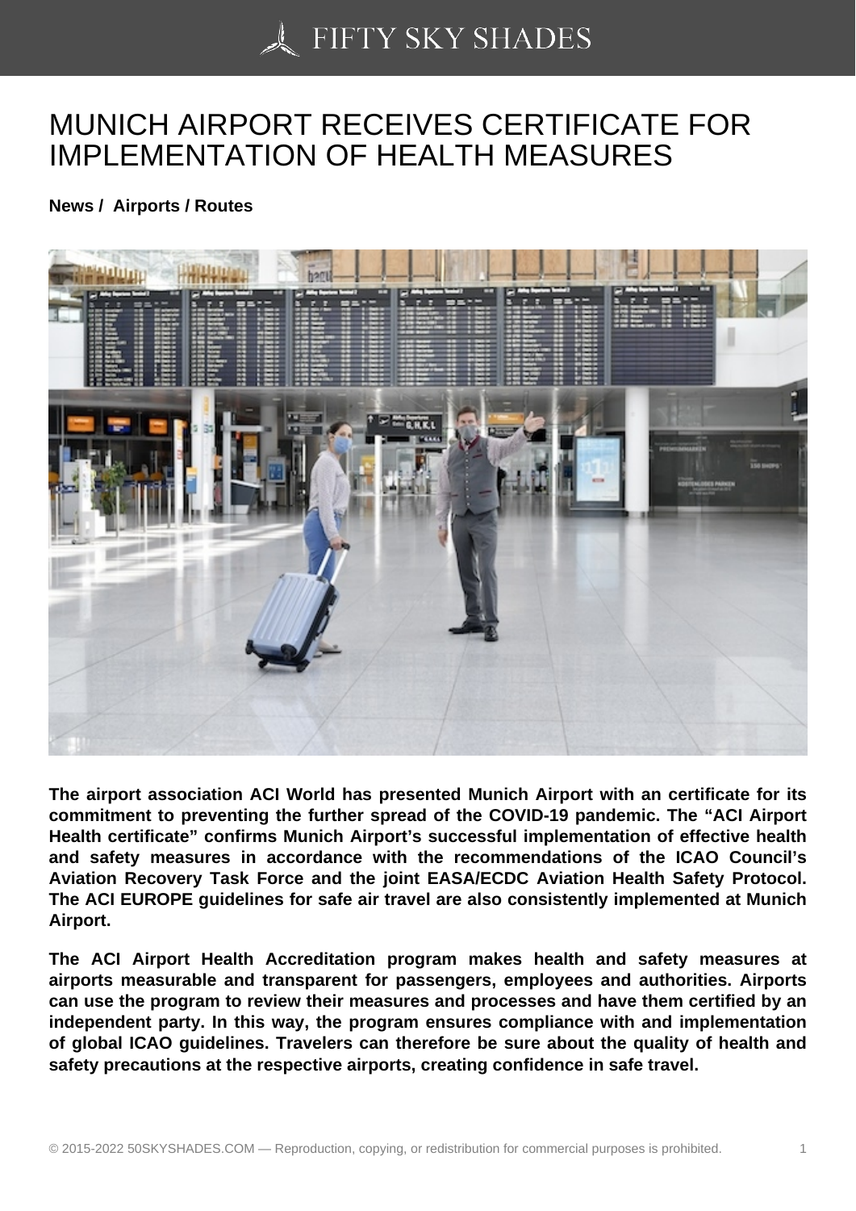# MUNICH AIRPORT RECEIVES CERTIFICATE FOR IMPLEMENTATION OF HEALTH MEASURES

**News / Airports / Routes**

**The airport association ACI World has presented Munich Airport with an certificate for its commitment to preventing the further spread of the COVID-19 pandemic. The "ACI Airport Health certificate" confirms Munich Airport's successful implementation of effective health and safety measures in accordance with the recommendations of the ICAO Council's Aviation Recovery Task Force and the joint EASA/ECDC Aviation Health Safety Protocol. The ACI EUROPE guidelines for safe air travel are also consistently implemented at Munich Airport.**

**The ACI Airport Health Accreditation program makes health and safety measures at airports measurable and transparent for passengers, employees and authorities. Airports can use the program to review their measures and processes and have them certified by an independent party. In this way, the program ensures compliance with and implementation of global ICAO guidelines. Travelers can therefore be sure about the quality of health and safety precautions at the respective airports, creating confidence in safe travel.**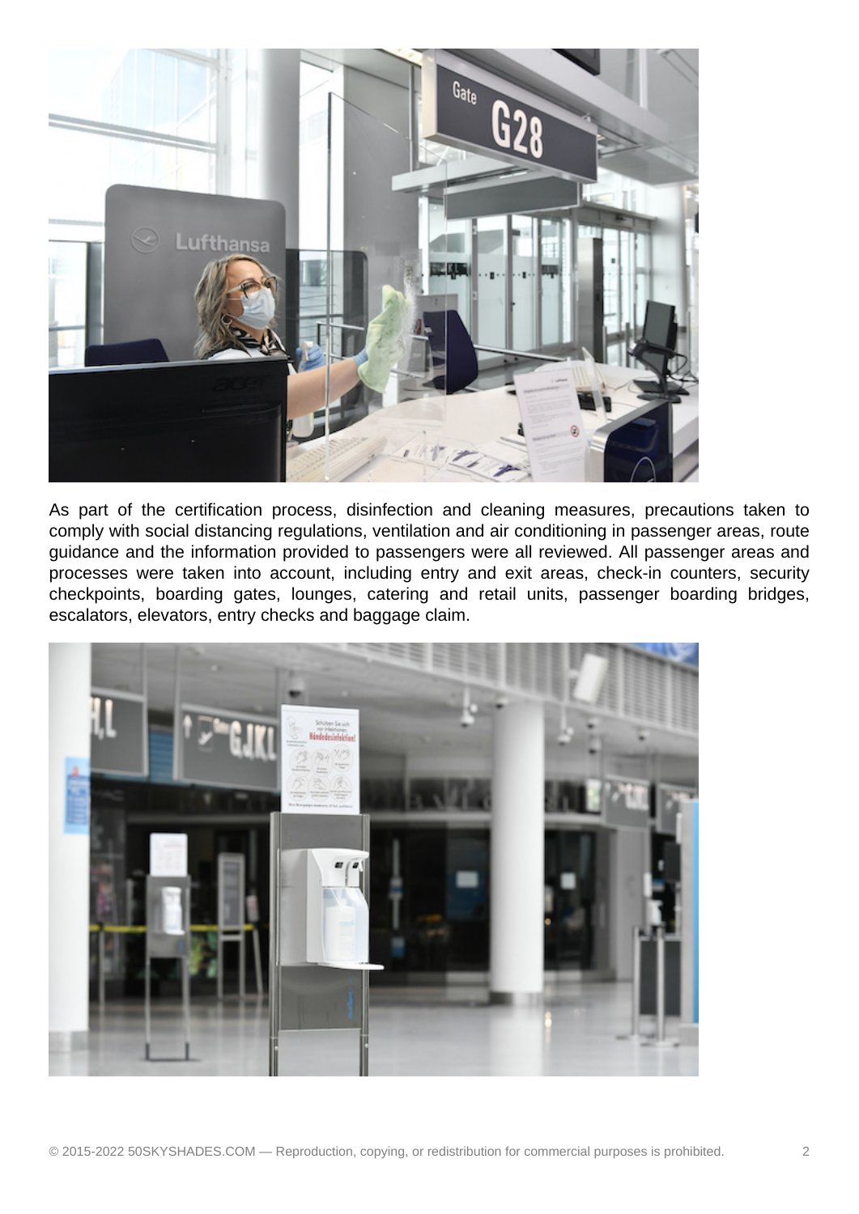As part of the certification process, disinfection and cleaning measures, precautions taken to comply with social distancing regulations, ventilation and air conditioning in passenger areas, route guidance and the information provided to passengers were all reviewed. All passenger areas and processes were taken into account, including entry and exit areas, check-in counters, security checkpoints, boarding gates, lounges, catering and retail units, passenger boarding bridges, escalators, elevators, entry checks and baggage claim.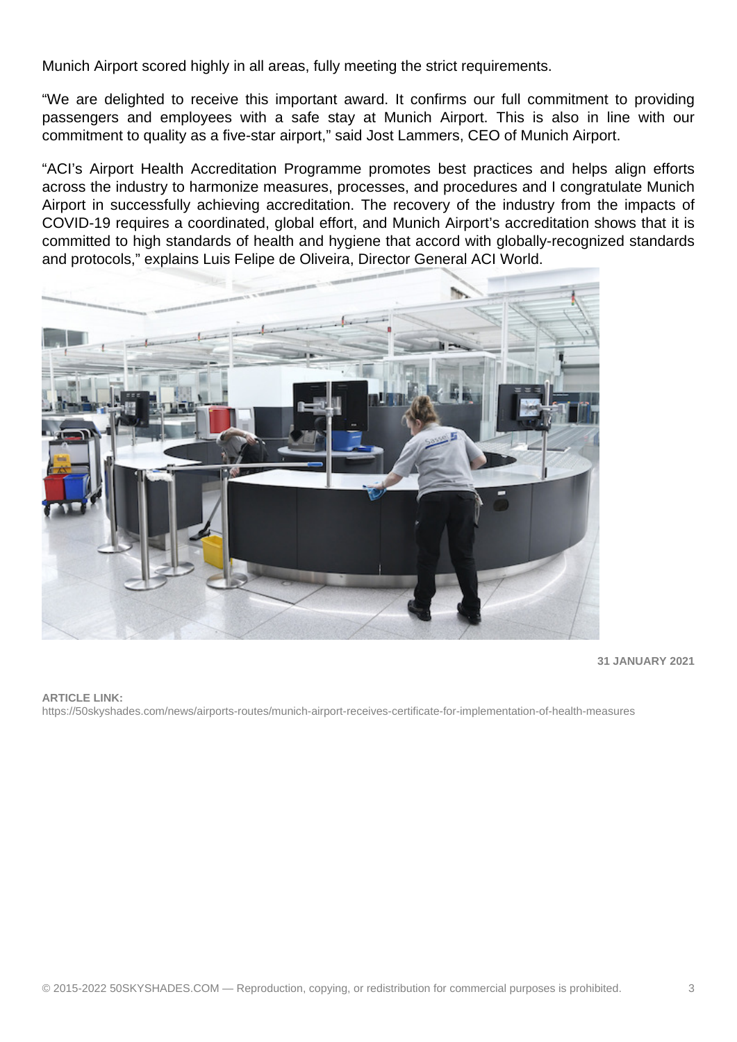Munich Airport scored highly in all areas, fully meeting the strict requirements.

“We are delighted to receive this important award. It confirms our full commitment to providing passengers and employees with a safe stay at Munich Airport. This is also in line with our commitment to quality as a five-star airport,” said Jost Lammers, CEO of Munich Airport.

“ACI’s Airport Health Accreditation Programme promotes best practices and helps align efforts across the industry to harmonize measures, processes, and procedures and I congratulate Munich Airport in successfully achieving accreditation. The recovery of the industry from the impacts of COVID-19 requires a coordinated, global effort, and Munich Airport’s accreditation shows that it is committed to high standards of health and hygiene that accord with globally-recognized standards and protocols,” explains Luis Felipe de Oliveira, Director General ACI World.

**31 JANUARY 2021**

**ARTICLE LINK:**
https://50skyshades.com/news/airports-routes/munich-airport-receives-certificate-for-implementation-of-health-measures